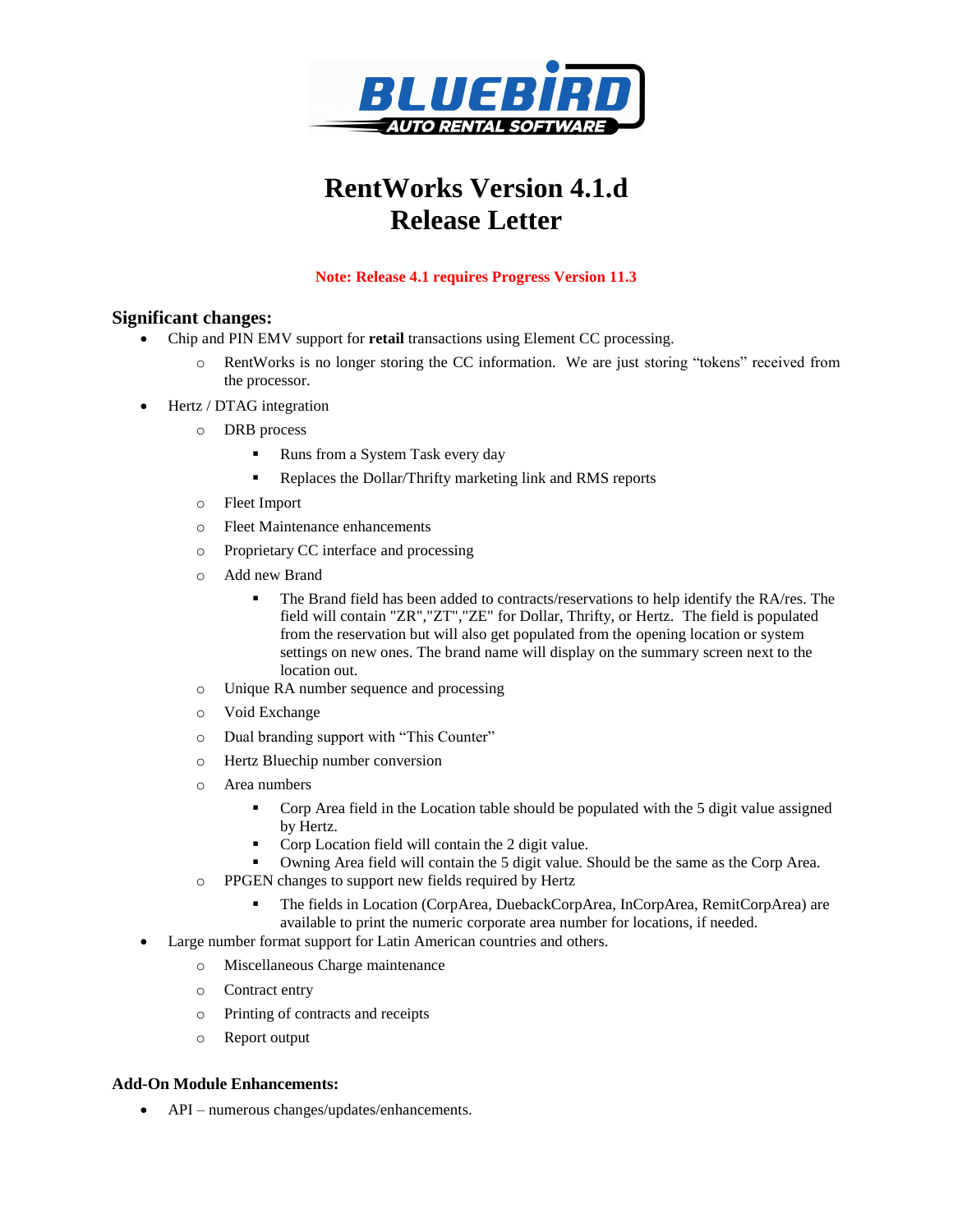# RentWorks Version 4.1.d
# Release Letter

**Note: Release 4.1 requires Progress Version 11.3**

## Significant changes:

- Chip and PIN EMV support for **retail** transactions using Element CC processing.
  - RentWorks is no longer storing the CC information. We are just storing "tokens" received from the processor.
- Hertz / DTAG integration
  - DRB process
    - Runs from a System Task every day
    - Replaces the Dollar/Thrifty marketing link and RMS reports
  - Fleet Import
  - Fleet Maintenance enhancements
  - Proprietary CC interface and processing
  - Add new Brand
    - The Brand field has been added to contracts/reservations to help identify the RA/res. The field will contain "ZR","ZT","ZE" for Dollar, Thrifty, or Hertz. The field is populated from the reservation but will also get populated from the opening location or system settings on new ones. The brand name will display on the summary screen next to the location out.
  - Unique RA number sequence and processing
  - Void Exchange
  - Dual branding support with "This Counter"
  - Hertz Bluechip number conversion
  - Area numbers
    - Corp Area field in the Location table should be populated with the 5 digit value assigned by Hertz.
    - Corp Location field will contain the 2 digit value.
    - Owning Area field will contain the 5 digit value. Should be the same as the Corp Area.
  - PPGEN changes to support new fields required by Hertz
    - The fields in Location (CorpArea, DuebackCorpArea, InCorpArea, RemitCorpArea) are available to print the numeric corporate area number for locations, if needed.
- Large number format support for Latin American countries and others.
  - Miscellaneous Charge maintenance
  - Contract entry
  - Printing of contracts and receipts
  - Report output

### Add-On Module Enhancements:

- API – numerous changes/updates/enhancements.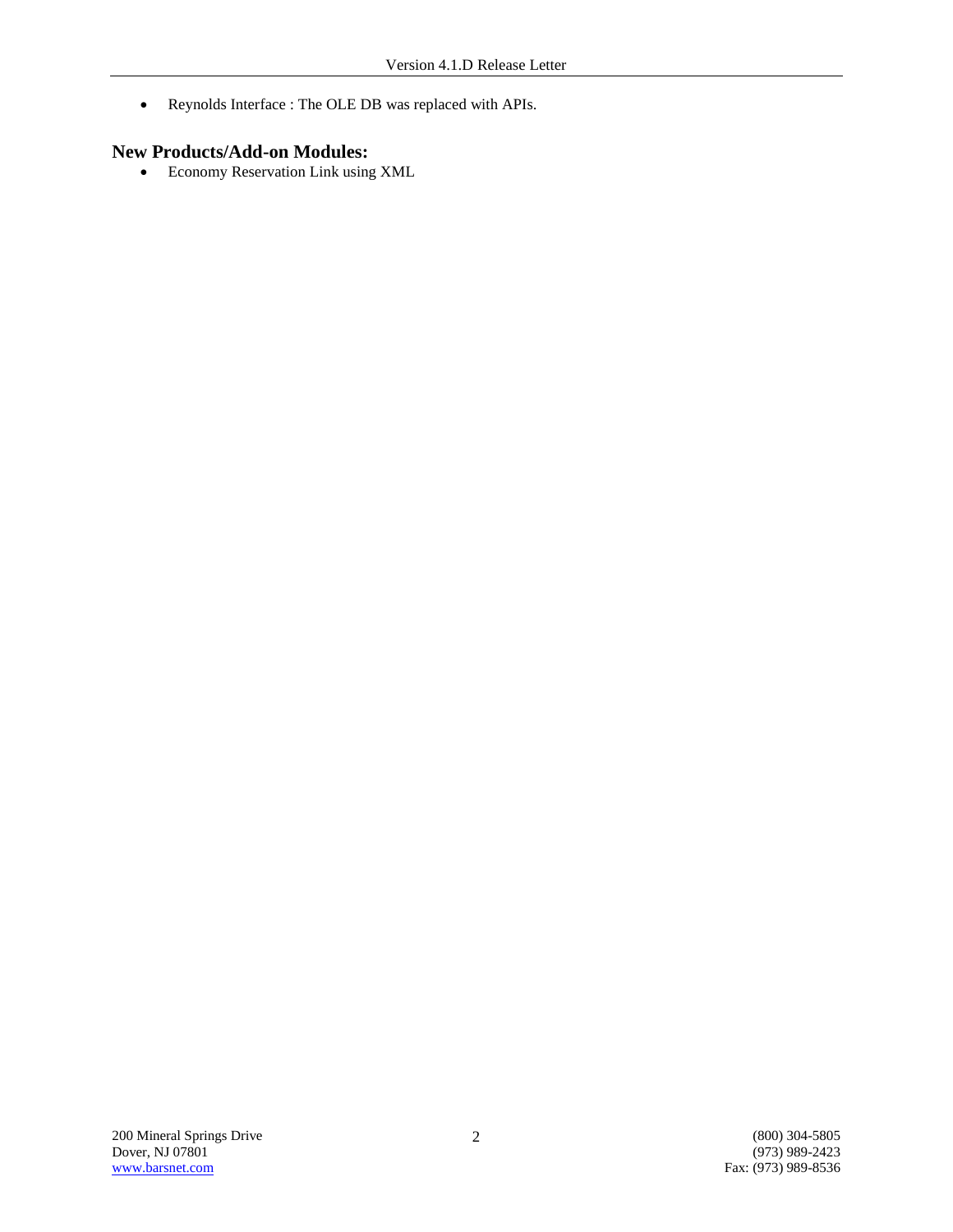- Reynolds Interface : The OLE DB was replaced with APIs.

## New Products/Add-on Modules:

- Economy Reservation Link using XML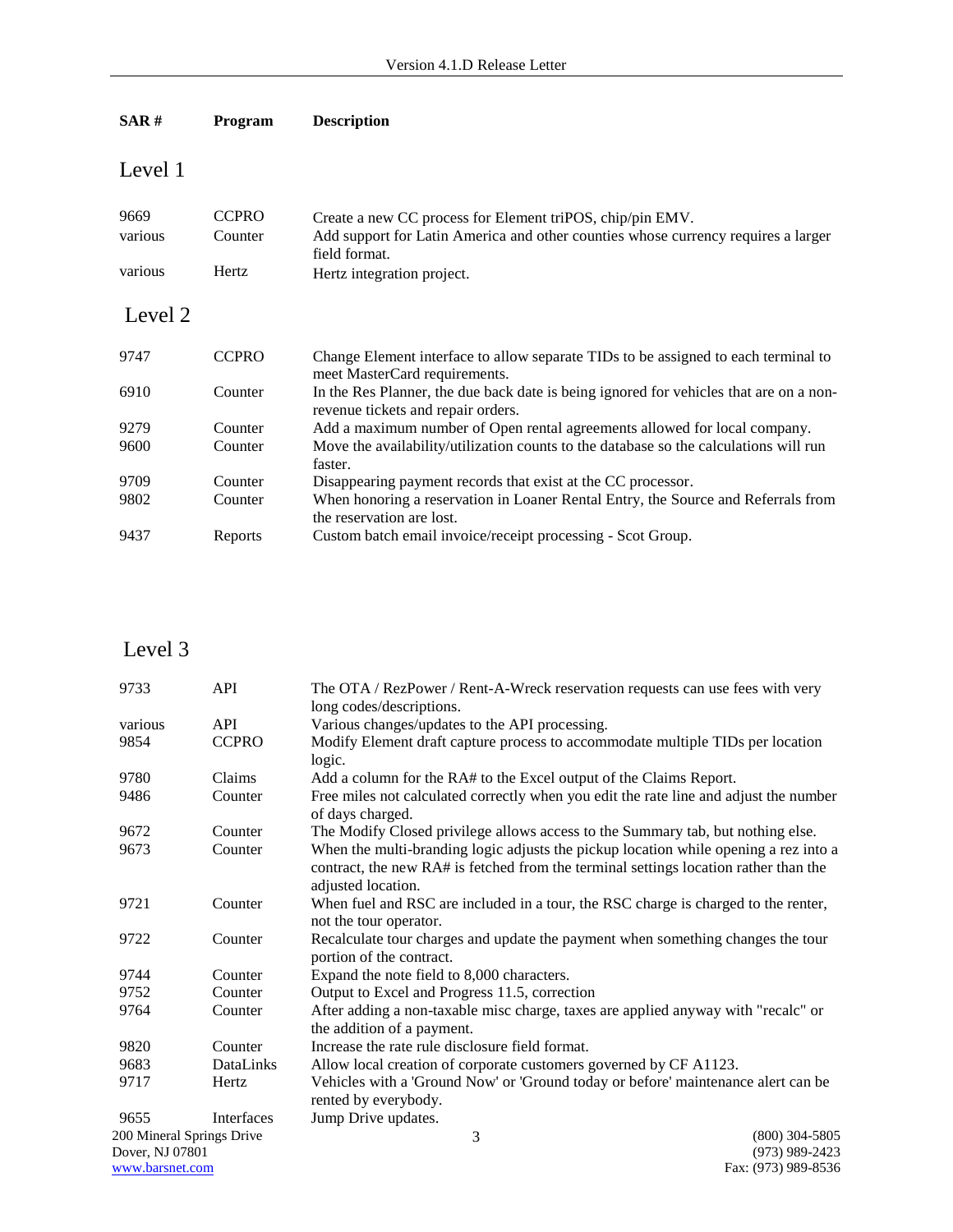| SAR # | Program | Description |
|---|---|---|

## Level 1

| SAR # | Program | Description |
|---|---|---|
| 9669 | CCPRO | Create a new CC process for Element triPOS, chip/pin EMV. |
| various | Counter | Add support for Latin America and other counties whose currency requires a larger field format. |
| various | Hertz | Hertz integration project. |

## Level 2

| SAR # | Program | Description |
|---|---|---|
| 9747 | CCPRO | Change Element interface to allow separate TIDs to be assigned to each terminal to meet MasterCard requirements. |
| 6910 | Counter | In the Res Planner, the due back date is being ignored for vehicles that are on a non-revenue tickets and repair orders. |
| 9279 | Counter | Add a maximum number of Open rental agreements allowed for local company. |
| 9600 | Counter | Move the availability/utilization counts to the database so the calculations will run faster. |
| 9709 | Counter | Disappearing payment records that exist at the CC processor. |
| 9802 | Counter | When honoring a reservation in Loaner Rental Entry, the Source and Referrals from the reservation are lost. |
| 9437 | Reports | Custom batch email invoice/receipt processing - Scot Group. |

## Level 3

| SAR # | Program | Description |
|---|---|---|
| 9733 | API | The OTA / RezPower / Rent-A-Wreck reservation requests can use fees with very long codes/descriptions. |
| various | API | Various changes/updates to the API processing. |
| 9854 | CCPRO | Modify Element draft capture process to accommodate multiple TIDs per location logic. |
| 9780 | Claims | Add a column for the RA# to the Excel output of the Claims Report. |
| 9486 | Counter | Free miles not calculated correctly when you edit the rate line and adjust the number of days charged. |
| 9672 | Counter | The Modify Closed privilege allows access to the Summary tab, but nothing else. |
| 9673 | Counter | When the multi-branding logic adjusts the pickup location while opening a rez into a contract, the new RA# is fetched from the terminal settings location rather than the adjusted location. |
| 9721 | Counter | When fuel and RSC are included in a tour, the RSC charge is charged to the renter, not the tour operator. |
| 9722 | Counter | Recalculate tour charges and update the payment when something changes the tour portion of the contract. |
| 9744 | Counter | Expand the note field to 8,000 characters. |
| 9752 | Counter | Output to Excel and Progress 11.5, correction |
| 9764 | Counter | After adding a non-taxable misc charge, taxes are applied anyway with "recalc" or the addition of a payment. |
| 9820 | Counter | Increase the rate rule disclosure field format. |
| 9683 | DataLinks | Allow local creation of corporate customers governed by CF A1123. |
| 9717 | Hertz | Vehicles with a 'Ground Now' or 'Ground today or before' maintenance alert can be rented by everybody. |
| 9655 | Interfaces | Jump Drive updates. |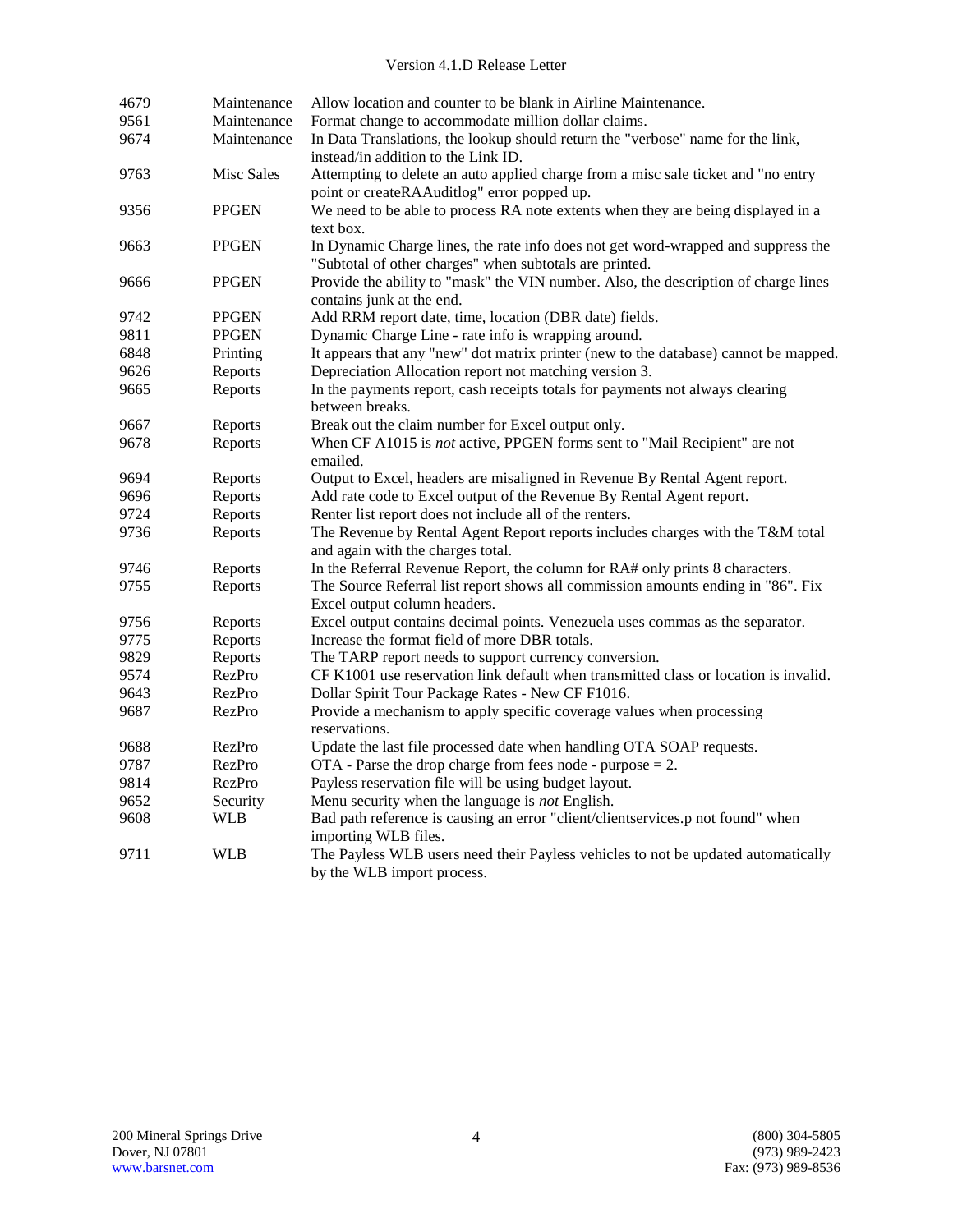| | | |
|---|---|---|
| 4679 | Maintenance | Allow location and counter to be blank in Airline Maintenance. |
| 9561 | Maintenance | Format change to accommodate million dollar claims. |
| 9674 | Maintenance | In Data Translations, the lookup should return the "verbose" name for the link, instead/in addition to the Link ID. |
| 9763 | Misc Sales | Attempting to delete an auto applied charge from a misc sale ticket and "no entry point or createRAAuditlog" error popped up. |
| 9356 | PPGEN | We need to be able to process RA note extents when they are being displayed in a text box. |
| 9663 | PPGEN | In Dynamic Charge lines, the rate info does not get word-wrapped and suppress the "Subtotal of other charges" when subtotals are printed. |
| 9666 | PPGEN | Provide the ability to "mask" the VIN number. Also, the description of charge lines contains junk at the end. |
| 9742 | PPGEN | Add RRM report date, time, location (DBR date) fields. |
| 9811 | PPGEN | Dynamic Charge Line - rate info is wrapping around. |
| 6848 | Printing | It appears that any "new" dot matrix printer (new to the database) cannot be mapped. |
| 9626 | Reports | Depreciation Allocation report not matching version 3. |
| 9665 | Reports | In the payments report, cash receipts totals for payments not always clearing between breaks. |
| 9667 | Reports | Break out the claim number for Excel output only. |
| 9678 | Reports | When CF A1015 is *not* active, PPGEN forms sent to "Mail Recipient" are not emailed. |
| 9694 | Reports | Output to Excel, headers are misaligned in Revenue By Rental Agent report. |
| 9696 | Reports | Add rate code to Excel output of the Revenue By Rental Agent report. |
| 9724 | Reports | Renter list report does not include all of the renters. |
| 9736 | Reports | The Revenue by Rental Agent Report reports includes charges with the T&M total and again with the charges total. |
| 9746 | Reports | In the Referral Revenue Report, the column for RA# only prints 8 characters. |
| 9755 | Reports | The Source Referral list report shows all commission amounts ending in "86". Fix Excel output column headers. |
| 9756 | Reports | Excel output contains decimal points. Venezuela uses commas as the separator. |
| 9775 | Reports | Increase the format field of more DBR totals. |
| 9829 | Reports | The TARP report needs to support currency conversion. |
| 9574 | RezPro | CF K1001 use reservation link default when transmitted class or location is invalid. |
| 9643 | RezPro | Dollar Spirit Tour Package Rates - New CF F1016. |
| 9687 | RezPro | Provide a mechanism to apply specific coverage values when processing reservations. |
| 9688 | RezPro | Update the last file processed date when handling OTA SOAP requests. |
| 9787 | RezPro | OTA - Parse the drop charge from fees node - purpose = 2. |
| 9814 | RezPro | Payless reservation file will be using budget layout. |
| 9652 | Security | Menu security when the language is *not* English. |
| 9608 | WLB | Bad path reference is causing an error "client/clientservices.p not found" when importing WLB files. |
| 9711 | WLB | The Payless WLB users need their Payless vehicles to not be updated automatically by the WLB import process. |

200 Mineral Springs Drive
Dover, NJ 07801
www.barsnet.com

(800) 304-5805
(973) 989-2423
Fax: (973) 989-8536